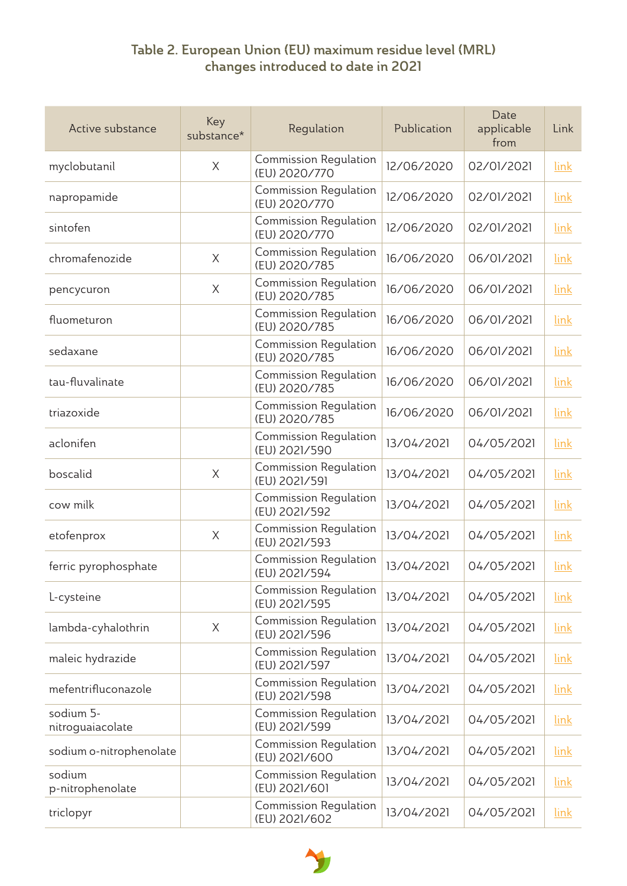# Table 2. European Union (EU) maximum residue level (MRL) changes introduced to date in 2021

| Active substance | Key substance* | Regulation | Publication | Date applicable from | Link |
|---|---|---|---|---|---|
| myclobutanil | X | Commission Regulation (EU) 2020/770 | 12/06/2020 | 02/01/2021 | link |
| napropamide | | Commission Regulation (EU) 2020/770 | 12/06/2020 | 02/01/2021 | link |
| sintofen | | Commission Regulation (EU) 2020/770 | 12/06/2020 | 02/01/2021 | link |
| chromafenozide | X | Commission Regulation (EU) 2020/785 | 16/06/2020 | 06/01/2021 | link |
| pencycuron | X | Commission Regulation (EU) 2020/785 | 16/06/2020 | 06/01/2021 | link |
| fluometuron | | Commission Regulation (EU) 2020/785 | 16/06/2020 | 06/01/2021 | link |
| sedaxane | | Commission Regulation (EU) 2020/785 | 16/06/2020 | 06/01/2021 | link |
| tau-fluvalinate | | Commission Regulation (EU) 2020/785 | 16/06/2020 | 06/01/2021 | link |
| triazoxide | | Commission Regulation (EU) 2020/785 | 16/06/2020 | 06/01/2021 | link |
| aclonifen | | Commission Regulation (EU) 2021/590 | 13/04/2021 | 04/05/2021 | link |
| boscalid | X | Commission Regulation (EU) 2021/591 | 13/04/2021 | 04/05/2021 | link |
| cow milk | | Commission Regulation (EU) 2021/592 | 13/04/2021 | 04/05/2021 | link |
| etofenprox | X | Commission Regulation (EU) 2021/593 | 13/04/2021 | 04/05/2021 | link |
| ferric pyrophosphate | | Commission Regulation (EU) 2021/594 | 13/04/2021 | 04/05/2021 | link |
| L-cysteine | | Commission Regulation (EU) 2021/595 | 13/04/2021 | 04/05/2021 | link |
| lambda-cyhalothrin | X | Commission Regulation (EU) 2021/596 | 13/04/2021 | 04/05/2021 | link |
| maleic hydrazide | | Commission Regulation (EU) 2021/597 | 13/04/2021 | 04/05/2021 | link |
| mefentrifluconazole | | Commission Regulation (EU) 2021/598 | 13/04/2021 | 04/05/2021 | link |
| sodium 5-nitroguaiacolate | | Commission Regulation (EU) 2021/599 | 13/04/2021 | 04/05/2021 | link |
| sodium o-nitrophenolate | | Commission Regulation (EU) 2021/600 | 13/04/2021 | 04/05/2021 | link |
| sodium p-nitrophenolate | | Commission Regulation (EU) 2021/601 | 13/04/2021 | 04/05/2021 | link |
| triclopyr | | Commission Regulation (EU) 2021/602 | 13/04/2021 | 04/05/2021 | link |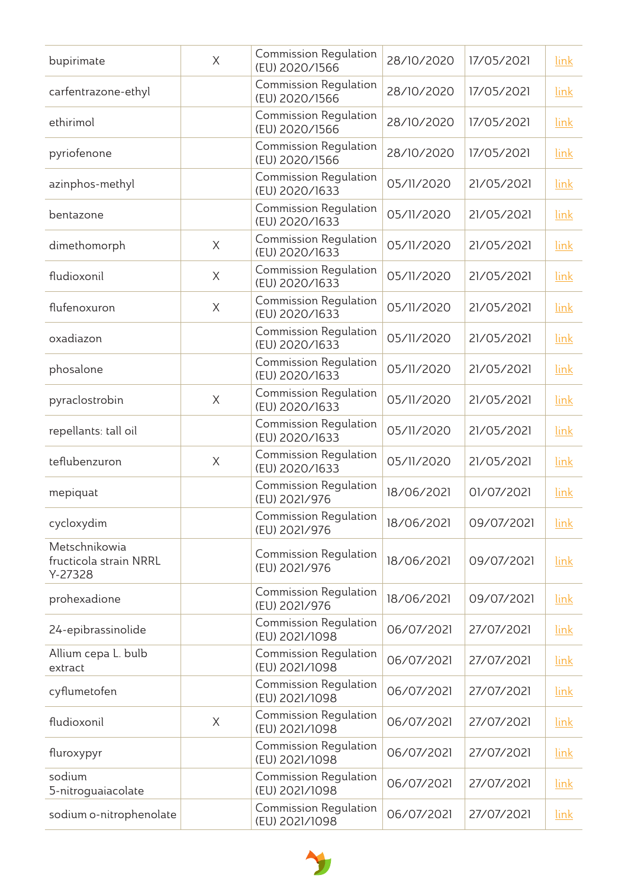| bupirimate | X | Commission Regulation (EU) 2020/1566 | 28/10/2020 | 17/05/2021 | link |
|---|---|---|---|---|---|
| carfentrazone-ethyl | | Commission Regulation (EU) 2020/1566 | 28/10/2020 | 17/05/2021 | link |
| ethirimol | | Commission Regulation (EU) 2020/1566 | 28/10/2020 | 17/05/2021 | link |
| pyriofenone | | Commission Regulation (EU) 2020/1566 | 28/10/2020 | 17/05/2021 | link |
| azinphos-methyl | | Commission Regulation (EU) 2020/1633 | 05/11/2020 | 21/05/2021 | link |
| bentazone | | Commission Regulation (EU) 2020/1633 | 05/11/2020 | 21/05/2021 | link |
| dimethomorph | X | Commission Regulation (EU) 2020/1633 | 05/11/2020 | 21/05/2021 | link |
| fludioxonil | X | Commission Regulation (EU) 2020/1633 | 05/11/2020 | 21/05/2021 | link |
| flufenoxuron | X | Commission Regulation (EU) 2020/1633 | 05/11/2020 | 21/05/2021 | link |
| oxadiazon | | Commission Regulation (EU) 2020/1633 | 05/11/2020 | 21/05/2021 | link |
| phosalone | | Commission Regulation (EU) 2020/1633 | 05/11/2020 | 21/05/2021 | link |
| pyraclostrobin | X | Commission Regulation (EU) 2020/1633 | 05/11/2020 | 21/05/2021 | link |
| repellants: tall oil | | Commission Regulation (EU) 2020/1633 | 05/11/2020 | 21/05/2021 | link |
| teflubenzuron | X | Commission Regulation (EU) 2020/1633 | 05/11/2020 | 21/05/2021 | link |
| mepiquat | | Commission Regulation (EU) 2021/976 | 18/06/2021 | 01/07/2021 | link |
| cycloxydim | | Commission Regulation (EU) 2021/976 | 18/06/2021 | 09/07/2021 | link |
| Metschnikowia fructicola strain NRRL Y-27328 | | Commission Regulation (EU) 2021/976 | 18/06/2021 | 09/07/2021 | link |
| prohexadione | | Commission Regulation (EU) 2021/976 | 18/06/2021 | 09/07/2021 | link |
| 24-epibrassinolide | | Commission Regulation (EU) 2021/1098 | 06/07/2021 | 27/07/2021 | link |
| Allium cepa L. bulb extract | | Commission Regulation (EU) 2021/1098 | 06/07/2021 | 27/07/2021 | link |
| cyflumetofen | | Commission Regulation (EU) 2021/1098 | 06/07/2021 | 27/07/2021 | link |
| fludioxonil | X | Commission Regulation (EU) 2021/1098 | 06/07/2021 | 27/07/2021 | link |
| fluroxypyr | | Commission Regulation (EU) 2021/1098 | 06/07/2021 | 27/07/2021 | link |
| sodium 5-nitroguaiacolate | | Commission Regulation (EU) 2021/1098 | 06/07/2021 | 27/07/2021 | link |
| sodium o-nitrophenolate | | Commission Regulation (EU) 2021/1098 | 06/07/2021 | 27/07/2021 | link |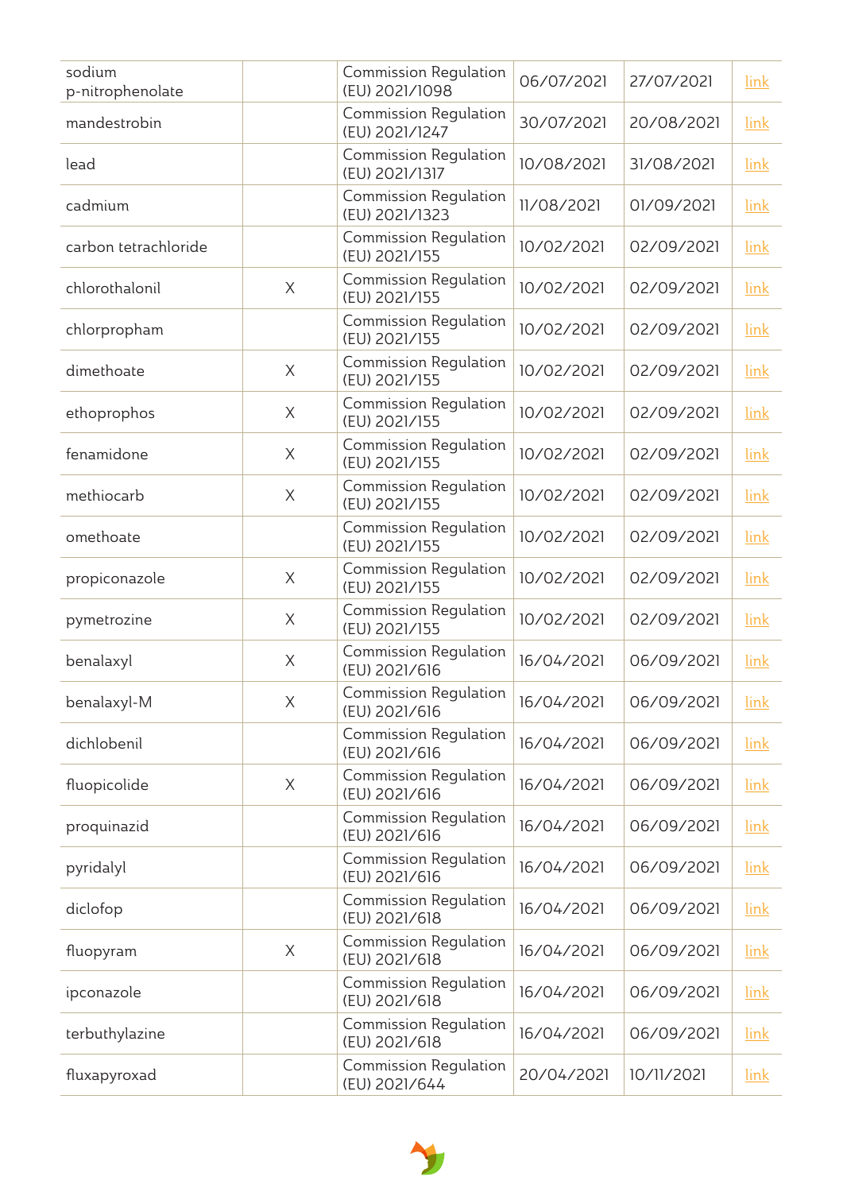| | | | | | |
|---|---|---|---|---|---|
| sodium p-nitrophenolate | | Commission Regulation (EU) 2021/1098 | 06/07/2021 | 27/07/2021 | link |
| mandestrobin | | Commission Regulation (EU) 2021/1247 | 30/07/2021 | 20/08/2021 | link |
| lead | | Commission Regulation (EU) 2021/1317 | 10/08/2021 | 31/08/2021 | link |
| cadmium | | Commission Regulation (EU) 2021/1323 | 11/08/2021 | 01/09/2021 | link |
| carbon tetrachloride | | Commission Regulation (EU) 2021/155 | 10/02/2021 | 02/09/2021 | link |
| chlorothalonil | X | Commission Regulation (EU) 2021/155 | 10/02/2021 | 02/09/2021 | link |
| chlorpropham | | Commission Regulation (EU) 2021/155 | 10/02/2021 | 02/09/2021 | link |
| dimethoate | X | Commission Regulation (EU) 2021/155 | 10/02/2021 | 02/09/2021 | link |
| ethoprophos | X | Commission Regulation (EU) 2021/155 | 10/02/2021 | 02/09/2021 | link |
| fenamidone | X | Commission Regulation (EU) 2021/155 | 10/02/2021 | 02/09/2021 | link |
| methiocarb | X | Commission Regulation (EU) 2021/155 | 10/02/2021 | 02/09/2021 | link |
| omethoate | | Commission Regulation (EU) 2021/155 | 10/02/2021 | 02/09/2021 | link |
| propiconazole | X | Commission Regulation (EU) 2021/155 | 10/02/2021 | 02/09/2021 | link |
| pymetrozine | X | Commission Regulation (EU) 2021/155 | 10/02/2021 | 02/09/2021 | link |
| benalaxyl | X | Commission Regulation (EU) 2021/616 | 16/04/2021 | 06/09/2021 | link |
| benalaxyl-M | X | Commission Regulation (EU) 2021/616 | 16/04/2021 | 06/09/2021 | link |
| dichlobenil | | Commission Regulation (EU) 2021/616 | 16/04/2021 | 06/09/2021 | link |
| fluopicolide | X | Commission Regulation (EU) 2021/616 | 16/04/2021 | 06/09/2021 | link |
| proquinazid | | Commission Regulation (EU) 2021/616 | 16/04/2021 | 06/09/2021 | link |
| pyridalyl | | Commission Regulation (EU) 2021/616 | 16/04/2021 | 06/09/2021 | link |
| diclofop | | Commission Regulation (EU) 2021/618 | 16/04/2021 | 06/09/2021 | link |
| fluopyram | X | Commission Regulation (EU) 2021/618 | 16/04/2021 | 06/09/2021 | link |
| ipconazole | | Commission Regulation (EU) 2021/618 | 16/04/2021 | 06/09/2021 | link |
| terbuthylazine | | Commission Regulation (EU) 2021/618 | 16/04/2021 | 06/09/2021 | link |
| fluxapyroxad | | Commission Regulation (EU) 2021/644 | 20/04/2021 | 10/11/2021 | link |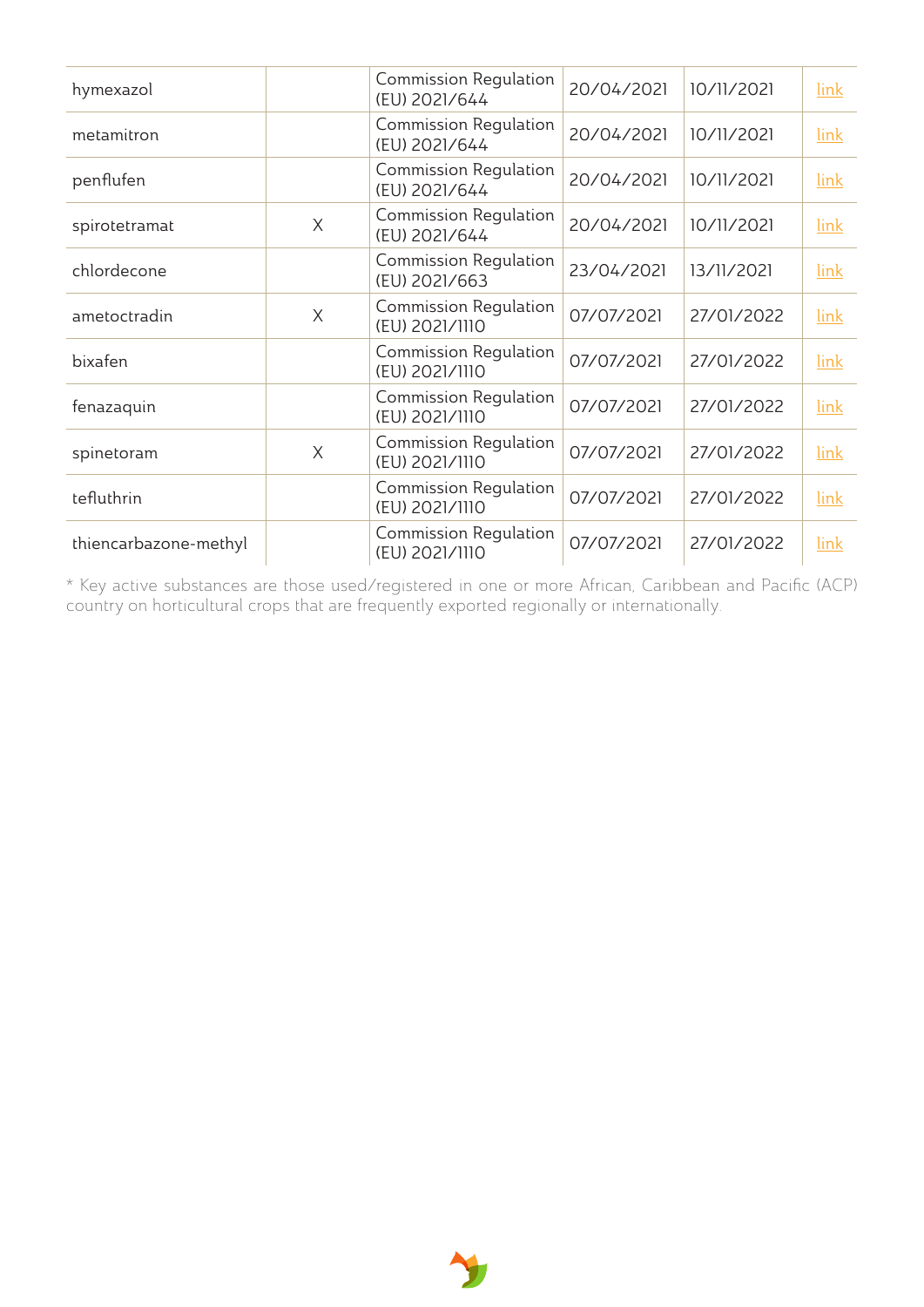| | | | | | |
|---|---|---|---|---|---|
| hymexazol | | Commission Regulation (EU) 2021/644 | 20/04/2021 | 10/11/2021 | link |
| metamitron | | Commission Regulation (EU) 2021/644 | 20/04/2021 | 10/11/2021 | link |
| penflufen | | Commission Regulation (EU) 2021/644 | 20/04/2021 | 10/11/2021 | link |
| spirotetramat | X | Commission Regulation (EU) 2021/644 | 20/04/2021 | 10/11/2021 | link |
| chlordecone | | Commission Regulation (EU) 2021/663 | 23/04/2021 | 13/11/2021 | link |
| ametoctradin | X | Commission Regulation (EU) 2021/1110 | 07/07/2021 | 27/01/2022 | link |
| bixafen | | Commission Regulation (EU) 2021/1110 | 07/07/2021 | 27/01/2022 | link |
| fenazaquin | | Commission Regulation (EU) 2021/1110 | 07/07/2021 | 27/01/2022 | link |
| spinetoram | X | Commission Regulation (EU) 2021/1110 | 07/07/2021 | 27/01/2022 | link |
| tefluthrin | | Commission Regulation (EU) 2021/1110 | 07/07/2021 | 27/01/2022 | link |
| thiencarbazone-methyl | | Commission Regulation (EU) 2021/1110 | 07/07/2021 | 27/01/2022 | link |

* Key active substances are those used/registered in one or more African, Caribbean and Pacific (ACP) country on horticultural crops that are frequently exported regionally or internationally.